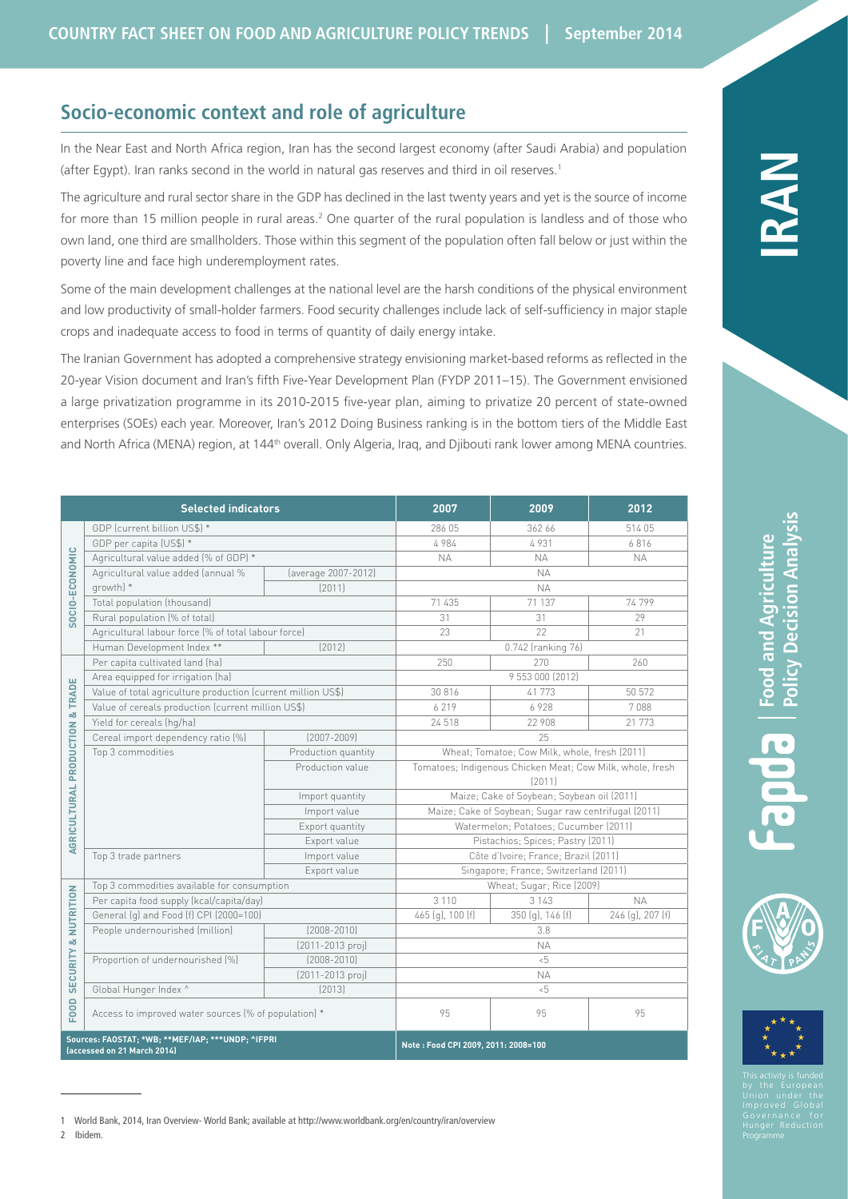## Socio-economic context and role of agriculture

In the Near East and North Africa region, Iran has the second largest economy (after Saudi Arabia) and population (after Egypt). Iran ranks second in the world in natural gas reserves and third in oil reserves.[1]

The agriculture and rural sector share in the GDP has declined in the last twenty years and yet is the source of income for more than 15 million people in rural areas.[2] One quarter of the rural population is landless and of those who own land, one third are smallholders. Those within this segment of the population often fall below or just within the poverty line and face high underemployment rates.

Some of the main development challenges at the national level are the harsh conditions of the physical environment and low productivity of small-holder farmers. Food security challenges include lack of self-sufficiency in major staple crops and inadequate access to food in terms of quantity of daily energy intake.

The Iranian Government has adopted a comprehensive strategy envisioning market-based reforms as reflected in the 20-year Vision document and Iran's fifth Five-Year Development Plan (FYDP 2011–15). The Government envisioned a large privatization programme in its 2010-2015 five-year plan, aiming to privatize 20 percent of state-owned enterprises (SOEs) each year. Moreover, Iran's 2012 Doing Business ranking is in the bottom tiers of the Middle East and North Africa (MENA) region, at 144th overall. Only Algeria, Iraq, and Djibouti rank lower among MENA countries.

| | Selected indicators | | 2007 | 2009 | 2012 |
|---|---|---|---|---|---|
| SOCIO-ECONOMIC | GDP (current billion US$) * | | 286 05 | 362 66 | 514 05 |
| | GDP per capita (US$) * | | 4 984 | 4 931 | 6 816 |
| | Agricultural value added (% of GDP) * | | NA | NA | NA |
| | Agricultural value added (annual % growth) * | (average 2007-2012) | NA | | |
| | | (2011) | NA | | |
| | Total population (thousand) | | 71 435 | 71 137 | 74 799 |
| | Rural population (% of total) | | 31 | 31 | 29 |
| | Agricultural labour force (% of total labour force) | | 23 | 22 | 21 |
| | Human Development Index ** | (2012) | 0.742 (ranking 76) | | |
| AGRICULTURAL PRODUCTION & TRADE | Per capita cultivated land (ha) | | 250 | 270 | 260 |
| | Area equipped for irrigation (ha) | | 9 553 000 (2012) | | |
| | Value of total agriculture production (current million US$) | | 30 816 | 41 773 | 50 572 |
| | Value of cereals production (current million US$) | | 6 219 | 6 928 | 7 088 |
| | Yield for cereals (hg/ha) | | 24 518 | 22 908 | 21 773 |
| | Cereal import dependency ratio (%) | (2007-2009) | 25 | | |
| | Top 3 commodities | Production quantity | Wheat; Tomatoe; Cow Milk, whole, fresh (2011) | | |
| | | Production value | Tomatoes; Indigenous Chicken Meat; Cow Milk, whole, fresh (2011) | | |
| | | Import quantity | Maize; Cake of Soybean; Soybean oil (2011) | | |
| | | Import value | Maize; Cake of Soybean; Sugar raw centrifugal (2011) | | |
| | | Export quantity | Watermelon; Potatoes; Cucumber (2011) | | |
| | | Export value | Pistachios; Spices; Pastry (2011) | | |
| | Top 3 trade partners | Import value | Côte d'Ivoire; France; Brazil (2011) | | |
| | | Export value | Singapore; France; Switzerland (2011) | | |
| FOOD SECURITY & NUTRITION | Top 3 commodities available for consumption | | Wheat; Sugar; Rice (2009) | | |
| | Per capita food supply (kcal/capita/day) | | 3 110 | 3 143 | NA |
| | General (g) and Food (f) CPI (2000=100) | | 465 (g), 100 (f) | 350 (g), 146 (f) | 246 (g), 207 (f) |
| | People undernourished (million) | (2008-2010) | 3.8 | | |
| | | (2011-2013 proj) | NA | | |
| | Proportion of undernourished (%) | (2008-2010) | <5 | | |
| | | (2011-2013 proj) | NA | | |
| | Global Hunger Index ^ | (2013) | <5 | | |
| | Access to improved water sources (% of population) * | | 95 | 95 | 95 |

Sources: FAOSTAT; *WB; **MEF/IAP; ***UNDP; ^IFPRI (accessed on 21 March 2014)

Note : Food CPI 2009, 2011: 2008=100

1 World Bank, 2014, Iran Overview- World Bank; available at http://www.worldbank.org/en/country/iran/overview

2 Ibidem.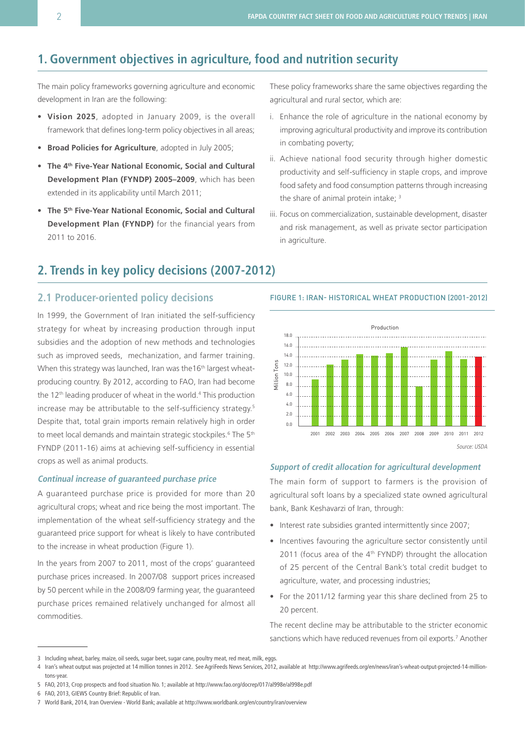## 1. Government objectives in agriculture, food and nutrition security

The main policy frameworks governing agriculture and economic development in Iran are the following:

- **Vision 2025**, adopted in January 2009, is the overall framework that defines long-term policy objectives in all areas;
- **Broad Policies for Agriculture**, adopted in July 2005;
- **The 4th Five-Year National Economic, Social and Cultural Development Plan (FYNDP) 2005–2009**, which has been extended in its applicability until March 2011;
- **The 5th Five-Year National Economic, Social and Cultural Development Plan (FYNDP)** for the financial years from 2011 to 2016.

These policy frameworks share the same objectives regarding the agricultural and rural sector, which are:

i. Enhance the role of agriculture in the national economy by improving agricultural productivity and improve its contribution in combating poverty;

ii. Achieve national food security through higher domestic productivity and self-sufficiency in staple crops, and improve food safety and food consumption patterns through increasing the share of animal protein intake; [3]

iii. Focus on commercialization, sustainable development, disaster and risk management, as well as private sector participation in agriculture.

## 2. Trends in key policy decisions (2007-2012)

### 2.1 Producer-oriented policy decisions

In 1999, the Government of Iran initiated the self-sufficiency strategy for wheat by increasing production through input subsidies and the adoption of new methods and technologies such as improved seeds, mechanization, and farmer training. When this strategy was launched, Iran was the16th largest wheat-producing country. By 2012, according to FAO, Iran had become the 12th leading producer of wheat in the world.[4] This production increase may be attributable to the self-sufficiency strategy.[5] Despite that, total grain imports remain relatively high in order to meet local demands and maintain strategic stockpiles.[6] The 5th FYNDP (2011-16) aims at achieving self-sufficiency in essential crops as well as animal products.

#### *Continual increase of guaranteed purchase price*

A guaranteed purchase price is provided for more than 20 agricultural crops; wheat and rice being the most important. The implementation of the wheat self-sufficiency strategy and the guaranteed price support for wheat is likely to have contributed to the increase in wheat production (Figure 1).

In the years from 2007 to 2011, most of the crops' guaranteed purchase prices increased. In 2007/08 support prices increased by 50 percent while in the 2008/09 farming year, the guaranteed purchase prices remained relatively unchanged for almost all commodities.

FIGURE 1: IRAN- HISTORICAL WHEAT PRODUCTION (2001-2012)

Production

Million Tons

18.0
16.0
14.0
12.0
10.0
8.0
6.0
4.0
2.0
0.0

2001 2002 2003 2004 2005 2006 2007 2008 2009 2010 2011 2012

*Source: USDA*

#### *Support of credit allocation for agricultural development*

The main form of support to farmers is the provision of agricultural soft loans by a specialized state owned agricultural bank, Bank Keshavarzi of Iran, through:

- Interest rate subsidies granted intermittently since 2007;
- Incentives favouring the agriculture sector consistently until 2011 (focus area of the 4th FYNDP) throught the allocation of 25 percent of the Central Bank's total credit budget to agriculture, water, and processing industries;
- For the 2011/12 farming year this share declined from 25 to 20 percent.

The recent decline may be attributable to the stricter economic sanctions which have reduced revenues from oil exports.[7] Another

---

3 Including wheat, barley, maize, oil seeds, sugar beet, sugar cane, poultry meat, red meat, milk, eggs.

4 Iran's wheat output was projected at 14 million tonnes in 2012. See AgriFeeds News Services, 2012, available at http://www.agrifeeds.org/en/news/iran's-wheat-output-projected-14-million-tons-year.

5 FAO, 2013, Crop prospects and food situation No. 1; available at http://www.fao.org/docrep/017/al998e/al998e.pdf

6 FAO, 2013, GIEWS Country Brief: Republic of Iran.

7 World Bank, 2014, Iran Overview - World Bank; available at http://www.worldbank.org/en/country/iran/overview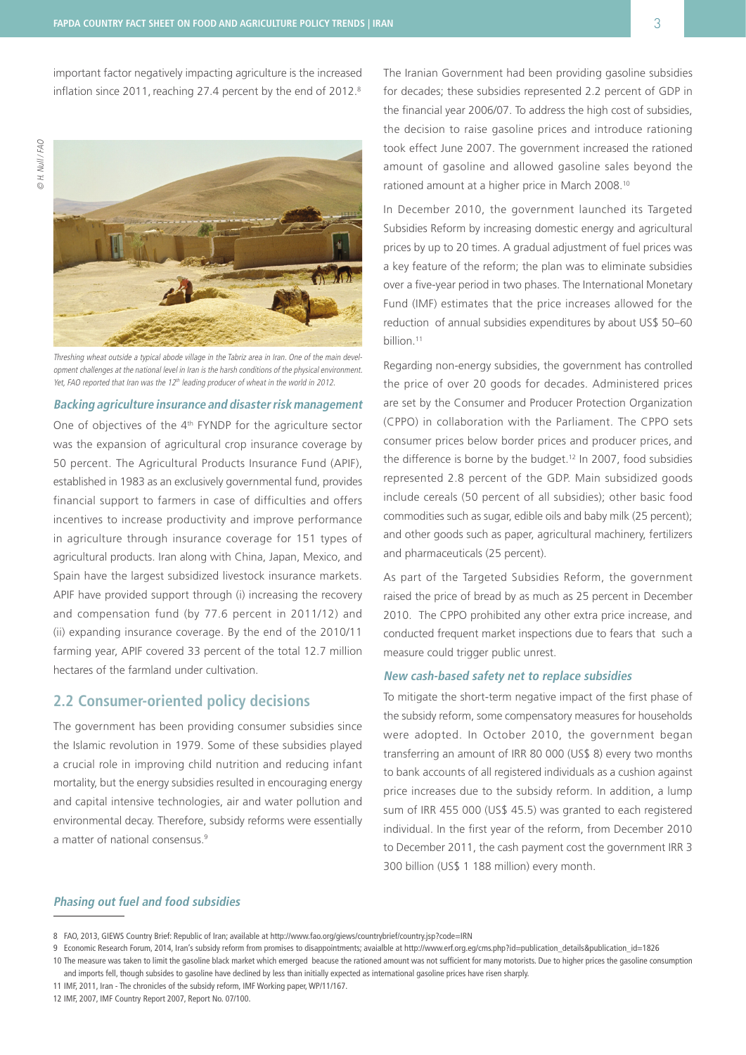important factor negatively impacting agriculture is the increased inflation since 2011, reaching 27.4 percent by the end of 2012.[8]

*Threshing wheat outside a typical abode village in the Tabriz area in Iran. One of the main development challenges at the national level in Iran is the harsh conditions of the physical environment. Yet, FAO reported that Iran was the 12th leading producer of wheat in the world in 2012.*

### *Backing agriculture insurance and disaster risk management*

One of objectives of the 4th FYNDP for the agriculture sector was the expansion of agricultural crop insurance coverage by 50 percent. The Agricultural Products Insurance Fund (APIF), established in 1983 as an exclusively governmental fund, provides financial support to farmers in case of difficulties and offers incentives to increase productivity and improve performance in agriculture through insurance coverage for 151 types of agricultural products. Iran along with China, Japan, Mexico, and Spain have the largest subsidized livestock insurance markets. APIF have provided support through (i) increasing the recovery and compensation fund (by 77.6 percent in 2011/12) and (ii) expanding insurance coverage. By the end of the 2010/11 farming year, APIF covered 33 percent of the total 12.7 million hectares of the farmland under cultivation.

## 2.2 Consumer-oriented policy decisions

The government has been providing consumer subsidies since the Islamic revolution in 1979. Some of these subsidies played a crucial role in improving child nutrition and reducing infant mortality, but the energy subsidies resulted in encouraging energy and capital intensive technologies, air and water pollution and environmental decay. Therefore, subsidy reforms were essentially a matter of national consensus.[9]

### *Phasing out fuel and food subsidies*

The Iranian Government had been providing gasoline subsidies for decades; these subsidies represented 2.2 percent of GDP in the financial year 2006/07. To address the high cost of subsidies, the decision to raise gasoline prices and introduce rationing took effect June 2007. The government increased the rationed amount of gasoline and allowed gasoline sales beyond the rationed amount at a higher price in March 2008.[10]

In December 2010, the government launched its Targeted Subsidies Reform by increasing domestic energy and agricultural prices by up to 20 times. A gradual adjustment of fuel prices was a key feature of the reform; the plan was to eliminate subsidies over a five-year period in two phases. The International Monetary Fund (IMF) estimates that the price increases allowed for the reduction of annual subsidies expenditures by about US$ 50–60 billion.[11]

Regarding non-energy subsidies, the government has controlled the price of over 20 goods for decades. Administered prices are set by the Consumer and Producer Protection Organization (CPPO) in collaboration with the Parliament. The CPPO sets consumer prices below border prices and producer prices, and the difference is borne by the budget.[12] In 2007, food subsidies represented 2.8 percent of the GDP. Main subsidized goods include cereals (50 percent of all subsidies); other basic food commodities such as sugar, edible oils and baby milk (25 percent); and other goods such as paper, agricultural machinery, fertilizers and pharmaceuticals (25 percent).

As part of the Targeted Subsidies Reform, the government raised the price of bread by as much as 25 percent in December 2010. The CPPO prohibited any other extra price increase, and conducted frequent market inspections due to fears that such a measure could trigger public unrest.

### *New cash-based safety net to replace subsidies*

To mitigate the short-term negative impact of the first phase of the subsidy reform, some compensatory measures for households were adopted. In October 2010, the government began transferring an amount of IRR 80 000 (US$ 8) every two months to bank accounts of all registered individuals as a cushion against price increases due to the subsidy reform. In addition, a lump sum of IRR 455 000 (US$ 45.5) was granted to each registered individual. In the first year of the reform, from December 2010 to December 2011, the cash payment cost the government IRR 3 300 billion (US$ 1 188 million) every month.

---

8 FAO, 2013, GIEWS Country Brief: Republic of Iran; available at http://www.fao.org/giews/countrybrief/country.jsp?code=IRN

9 Economic Research Forum, 2014, Iran's subsidy reform from promises to disappointments; avaialble at http://www.erf.org.eg/cms.php?id=publication_details&publication_id=1826

10 The measure was taken to limit the gasoline black market which emerged beacuse the rationed amount was not sufficient for many motorists. Due to higher prices the gasoline consumption and imports fell, though subsides to gasoline have declined by less than initially expected as international gasoline prices have risen sharply.

11 IMF, 2011, Iran - The chronicles of the subsidy reform, IMF Working paper, WP/11/167.

12 IMF, 2007, IMF Country Report 2007, Report No. 07/100.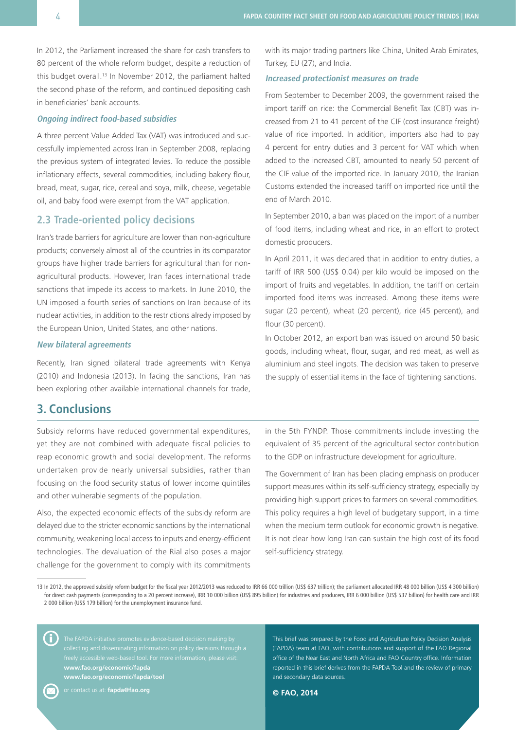In 2012, the Parliament increased the share for cash transfers to 80 percent of the whole reform budget, despite a reduction of this budget overall.[13] In November 2012, the parliament halted the second phase of the reform, and continued depositing cash in beneficiaries' bank accounts.

### *Ongoing indirect food-based subsidies*

A three percent Value Added Tax (VAT) was introduced and successfully implemented across Iran in September 2008, replacing the previous system of integrated levies. To reduce the possible inflationary effects, several commodities, including bakery flour, bread, meat, sugar, rice, cereal and soya, milk, cheese, vegetable oil, and baby food were exempt from the VAT application.

## 2.3 Trade-oriented policy decisions

Iran's trade barriers for agriculture are lower than non-agriculture products; conversely almost all of the countries in its comparator groups have higher trade barriers for agricultural than for non-agricultural products. However, Iran faces international trade sanctions that impede its access to markets. In June 2010, the UN imposed a fourth series of sanctions on Iran because of its nuclear activities, in addition to the restrictions alredy imposed by the European Union, United States, and other nations.

### *New bilateral agreements*

Recently, Iran signed bilateral trade agreements with Kenya (2010) and Indonesia (2013). In facing the sanctions, Iran has been exploring other available international channels for trade, with its major trading partners like China, United Arab Emirates, Turkey, EU (27), and India.

### *Increased protectionist measures on trade*

From September to December 2009, the government raised the import tariff on rice: the Commercial Benefit Tax (CBT) was increased from 21 to 41 percent of the CIF (cost insurance freight) value of rice imported. In addition, importers also had to pay 4 percent for entry duties and 3 percent for VAT which when added to the increased CBT, amounted to nearly 50 percent of the CIF value of the imported rice. In January 2010, the Iranian Customs extended the increased tariff on imported rice until the end of March 2010.

In September 2010, a ban was placed on the import of a number of food items, including wheat and rice, in an effort to protect domestic producers.

In April 2011, it was declared that in addition to entry duties, a tariff of IRR 500 (US$ 0.04) per kilo would be imposed on the import of fruits and vegetables. In addition, the tariff on certain imported food items was increased. Among these items were sugar (20 percent), wheat (20 percent), rice (45 percent), and flour (30 percent).

In October 2012, an export ban was issued on around 50 basic goods, including wheat, flour, sugar, and red meat, as well as aluminium and steel ingots. The decision was taken to preserve the supply of essential items in the face of tightening sanctions.

# 3. Conclusions

Subsidy reforms have reduced governmental expenditures, yet they are not combined with adequate fiscal policies to reap economic growth and social development. The reforms undertaken provide nearly universal subsidies, rather than focusing on the food security status of lower income quintiles and other vulnerable segments of the population.

Also, the expected economic effects of the subsidy reform are delayed due to the stricter economic sanctions by the international community, weakening local access to inputs and energy-efficient technologies. The devaluation of the Rial also poses a major challenge for the government to comply with its commitments in the 5th FYNDP. Those commitments include investing the equivalent of 35 percent of the agricultural sector contribution to the GDP on infrastructure development for agriculture.

The Government of Iran has been placing emphasis on producer support measures within its self-sufficiency strategy, especially by providing high support prices to farmers on several commodities. This policy requires a high level of budgetary support, in a time when the medium term outlook for economic growth is negative. It is not clear how long Iran can sustain the high cost of its food self-sufficiency strategy.

---

13 In 2012, the approved subsidy reform budget for the fiscal year 2012/2013 was reduced to IRR 66 000 trillion (US$ 637 trillion); the parliament allocated IRR 48 000 billion (US$ 4 300 billion) for direct cash payments (corresponding to a 20 percent increase), IRR 10 000 billion (US$ 895 billion) for industries and producers, IRR 6 000 billion (US$ 537 billion) for health care and IRR 2 000 billion (US$ 179 billion) for the unemployment insurance fund.

The FAPDA initiative promotes evidence-based decision making by collecting and disseminating information on policy decisions through a freely accessible web-based tool. For more information, please visit:
**www.fao.org/economic/fapda**
**www.fao.org/economic/fapda/tool**

or contact us at: **fapda@fao.org**

This brief was prepared by the Food and Agriculture Policy Decision Analysis (FAPDA) team at FAO, with contributions and support of the FAO Regional office of the Near East and North Africa and FAO Country office. Information reported in this brief derives from the FAPDA Tool and the review of primary and secondary data sources.

**© FAO, 2014**